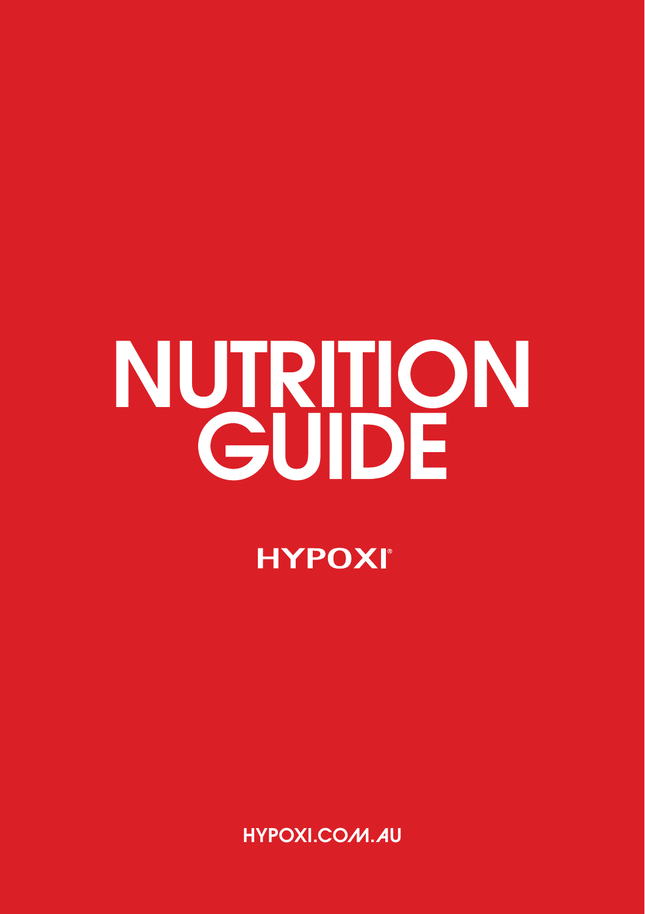# NUTRITION GUIDE

HYPOXI®

HYPOXI.COM.AU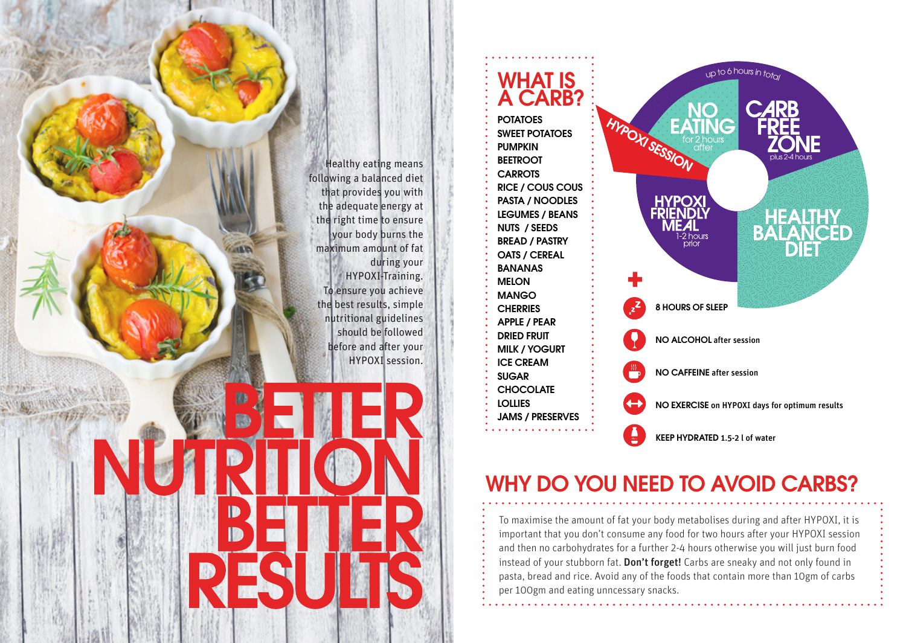Healthy eating means following a balanced diet that provides you with the adequate energy at the right time to ensure your body burns the maximum amount of fat during your HYPOXI-Training. To ensure you achieve the best results, simple nutritional guidelines should be followed before and after your HYPOXI session.

# BETTER NUTRITION BETTER RESULTS

## WHAT IS A CARB?

- POTATOES
- SWEET POTATOES
- PUMPKIN
- BEETROOT
- CARROTS
- RICE / COUS COUS
- PASTA / NOODLES
- LEGUMES / BEANS
- NUTS / SEEDS
- BREAD / PASTRY
- OATS / CEREAL
- BANANAS
- MELON
- MANGO
- CHERRIES
- APPLE / PEAR
- DRIED FRUIT
- MILK / YOGURT
- ICE CREAM
- SUGAR
- CHOCOLATE
- LOLLIES
- JAMS / PRESERVES

up to 6 hours in total

HYPOXI SESSION

NO EATING for 2 hours after

CARB FREE ZONE plus 2-4 hours

HEALTHY BALANCED DIET

HYPOXI FRIENDLY MEAL 1-2 hours prior

+

- **8 HOURS OF SLEEP**
- **NO ALCOHOL** after session
- **NO CAFFEINE** after session
- **NO EXERCISE** on HYPOXI days for optimum results
- **KEEP HYDRATED** 1.5-2 l of water

## WHY DO YOU NEED TO AVOID CARBS?

To maximise the amount of fat your body metabolises during and after HYPOXI, it is important that you don't consume any food for two hours after your HYPOXI session and then no carbohydrates for a further 2-4 hours otherwise you will just burn food instead of your stubborn fat. **Don't forget!** Carbs are sneaky and not only found in pasta, bread and rice. Avoid any of the foods that contain more than 10gm of carbs per 100gm and eating unncessary snacks.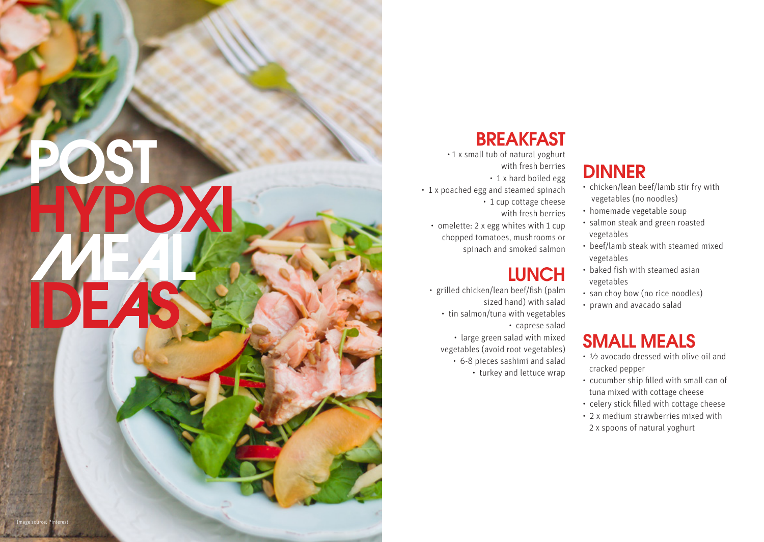# POST HYPOXI MEAL IDEAS

## BREAKFAST

- 1 x small tub of natural yoghurt with fresh berries
- 1 x hard boiled egg
- 1 x poached egg and steamed spinach
- 1 cup cottage cheese with fresh berries
- omelette: 2 x egg whites with 1 cup chopped tomatoes, mushrooms or spinach and smoked salmon

## LUNCH

- grilled chicken/lean beef/fish (palm sized hand) with salad
- tin salmon/tuna with vegetables
- caprese salad
- large green salad with mixed vegetables (avoid root vegetables)
- 6-8 pieces sashimi and salad
- turkey and lettuce wrap

## DINNER

- chicken/lean beef/lamb stir fry with vegetables (no noodles)
- homemade vegetable soup
- salmon steak and green roasted vegetables
- beef/lamb steak with steamed mixed vegetables
- baked fish with steamed asian vegetables
- san choy bow (no rice noodles)
- prawn and avacado salad

## SMALL MEALS

- ½ avocado dressed with olive oil and cracked pepper
- cucumber ship filled with small can of tuna mixed with cottage cheese
- celery stick filled with cottage cheese
- 2 x medium strawberries mixed with 2 x spoons of natural yoghurt

Image source: Pinterest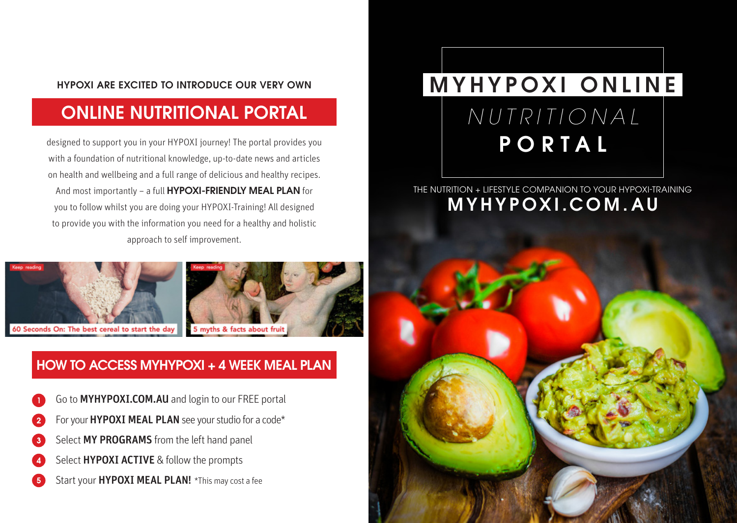HYPOXI ARE EXCITED TO INTRODUCE OUR VERY OWN

## ONLINE NUTRITIONAL PORTAL

designed to support you in your HYPOXI journey! The portal provides you with a foundation of nutritional knowledge, up-to-date news and articles on health and wellbeing and a full range of delicious and healthy recipes. And most importantly – a full **HYPOXI-FRIENDLY MEAL PLAN** for you to follow whilst you are doing your HYPOXI-Training! All designed to provide you with the information you need for a healthy and holistic approach to self improvement.

Keep reading
60 Seconds On: The best cereal to start the day

Keep reading
5 myths & facts about fruit

## HOW TO ACCESS MYHYPOXI + 4 WEEK MEAL PLAN

1. Go to **MYHYPOXI.COM.AU** and login to our FREE portal
2. For your **HYPOXI MEAL PLAN** see your studio for a code*
3. Select **MY PROGRAMS** from the left hand panel
4. Select **HYPOXI ACTIVE** & follow the prompts
5. Start your **HYPOXI MEAL PLAN!** *This may cost a fee

# MYHYPOXI ONLINE *NUTRITIONAL* PORTAL

THE NUTRITION + LIFESTYLE COMPANION TO YOUR HYPOXI-TRAINING

**MYHYPOXI.COM.AU**